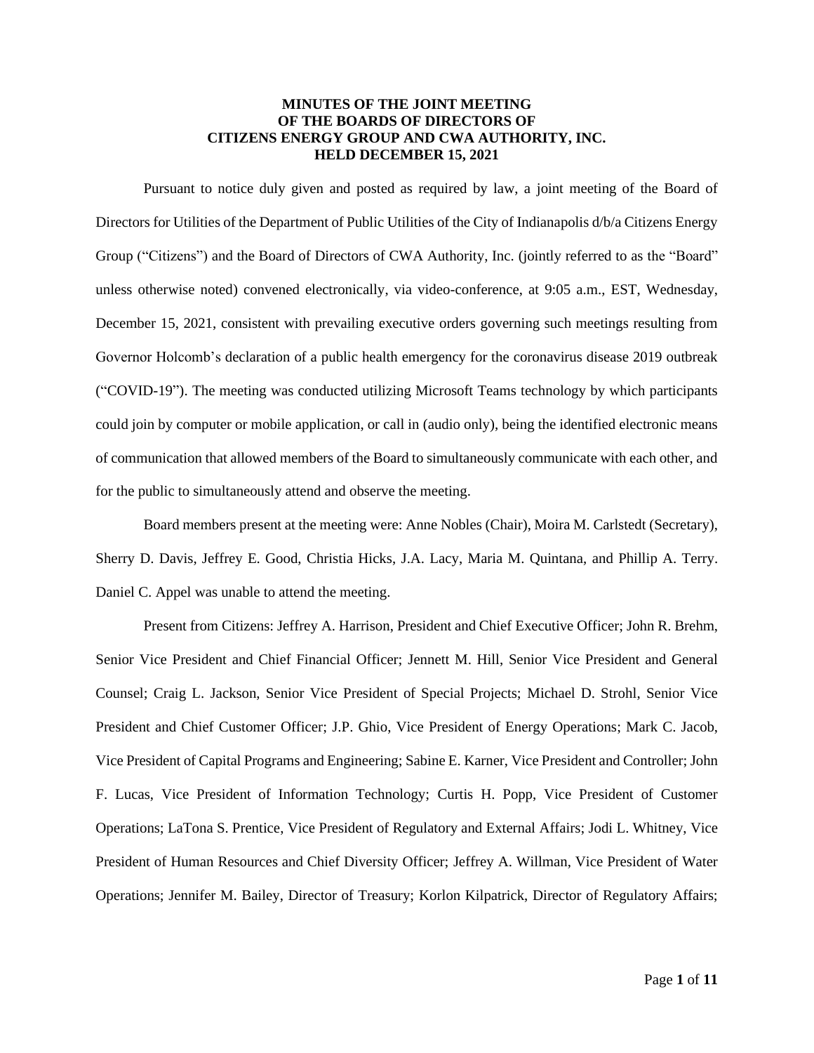# MINUTES OF THE JOINT MEETING
# OF THE BOARDS OF DIRECTORS OF
# CITIZENS ENERGY GROUP AND CWA AUTHORITY, INC.
# HELD DECEMBER 15, 2021

Pursuant to notice duly given and posted as required by law, a joint meeting of the Board of Directors for Utilities of the Department of Public Utilities of the City of Indianapolis d/b/a Citizens Energy Group ("Citizens") and the Board of Directors of CWA Authority, Inc. (jointly referred to as the "Board" unless otherwise noted) convened electronically, via video-conference, at 9:05 a.m., EST, Wednesday, December 15, 2021, consistent with prevailing executive orders governing such meetings resulting from Governor Holcomb's declaration of a public health emergency for the coronavirus disease 2019 outbreak ("COVID-19"). The meeting was conducted utilizing Microsoft Teams technology by which participants could join by computer or mobile application, or call in (audio only), being the identified electronic means of communication that allowed members of the Board to simultaneously communicate with each other, and for the public to simultaneously attend and observe the meeting.

Board members present at the meeting were: Anne Nobles (Chair), Moira M. Carlstedt (Secretary), Sherry D. Davis, Jeffrey E. Good, Christia Hicks, J.A. Lacy, Maria M. Quintana, and Phillip A. Terry. Daniel C. Appel was unable to attend the meeting.

Present from Citizens: Jeffrey A. Harrison, President and Chief Executive Officer; John R. Brehm, Senior Vice President and Chief Financial Officer; Jennett M. Hill, Senior Vice President and General Counsel; Craig L. Jackson, Senior Vice President of Special Projects; Michael D. Strohl, Senior Vice President and Chief Customer Officer; J.P. Ghio, Vice President of Energy Operations; Mark C. Jacob, Vice President of Capital Programs and Engineering; Sabine E. Karner, Vice President and Controller; John F. Lucas, Vice President of Information Technology; Curtis H. Popp, Vice President of Customer Operations; LaTona S. Prentice, Vice President of Regulatory and External Affairs; Jodi L. Whitney, Vice President of Human Resources and Chief Diversity Officer; Jeffrey A. Willman, Vice President of Water Operations; Jennifer M. Bailey, Director of Treasury; Korlon Kilpatrick, Director of Regulatory Affairs;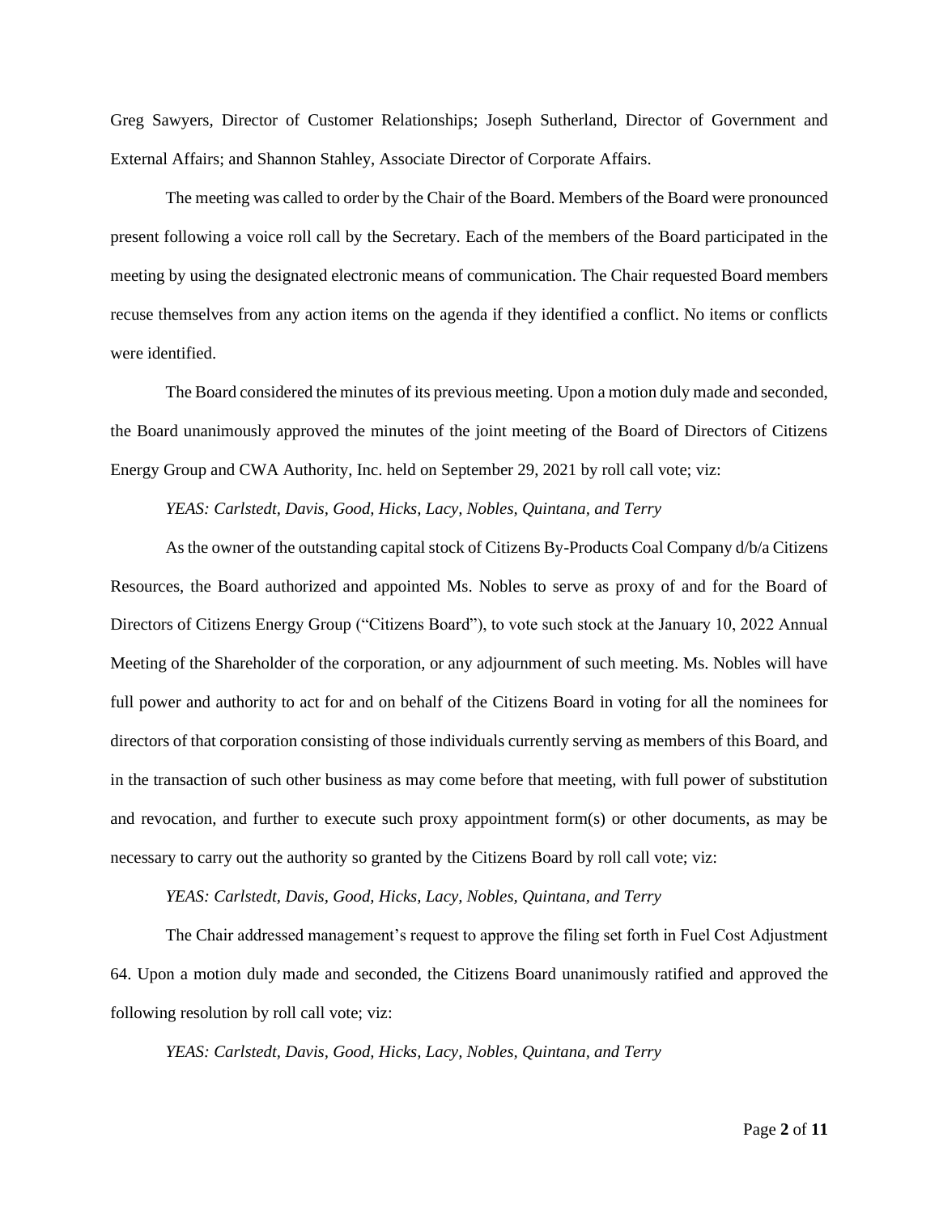Greg Sawyers, Director of Customer Relationships; Joseph Sutherland, Director of Government and External Affairs; and Shannon Stahley, Associate Director of Corporate Affairs.

The meeting was called to order by the Chair of the Board. Members of the Board were pronounced present following a voice roll call by the Secretary. Each of the members of the Board participated in the meeting by using the designated electronic means of communication. The Chair requested Board members recuse themselves from any action items on the agenda if they identified a conflict. No items or conflicts were identified.

The Board considered the minutes of its previous meeting. Upon a motion duly made and seconded, the Board unanimously approved the minutes of the joint meeting of the Board of Directors of Citizens Energy Group and CWA Authority, Inc. held on September 29, 2021 by roll call vote; viz:

*YEAS: Carlstedt, Davis, Good, Hicks, Lacy, Nobles, Quintana, and Terry*

As the owner of the outstanding capital stock of Citizens By-Products Coal Company d/b/a Citizens Resources, the Board authorized and appointed Ms. Nobles to serve as proxy of and for the Board of Directors of Citizens Energy Group ("Citizens Board"), to vote such stock at the January 10, 2022 Annual Meeting of the Shareholder of the corporation, or any adjournment of such meeting. Ms. Nobles will have full power and authority to act for and on behalf of the Citizens Board in voting for all the nominees for directors of that corporation consisting of those individuals currently serving as members of this Board, and in the transaction of such other business as may come before that meeting, with full power of substitution and revocation, and further to execute such proxy appointment form(s) or other documents, as may be necessary to carry out the authority so granted by the Citizens Board by roll call vote; viz:

*YEAS: Carlstedt, Davis, Good, Hicks, Lacy, Nobles, Quintana, and Terry*

The Chair addressed management's request to approve the filing set forth in Fuel Cost Adjustment 64. Upon a motion duly made and seconded, the Citizens Board unanimously ratified and approved the following resolution by roll call vote; viz:

*YEAS: Carlstedt, Davis, Good, Hicks, Lacy, Nobles, Quintana, and Terry*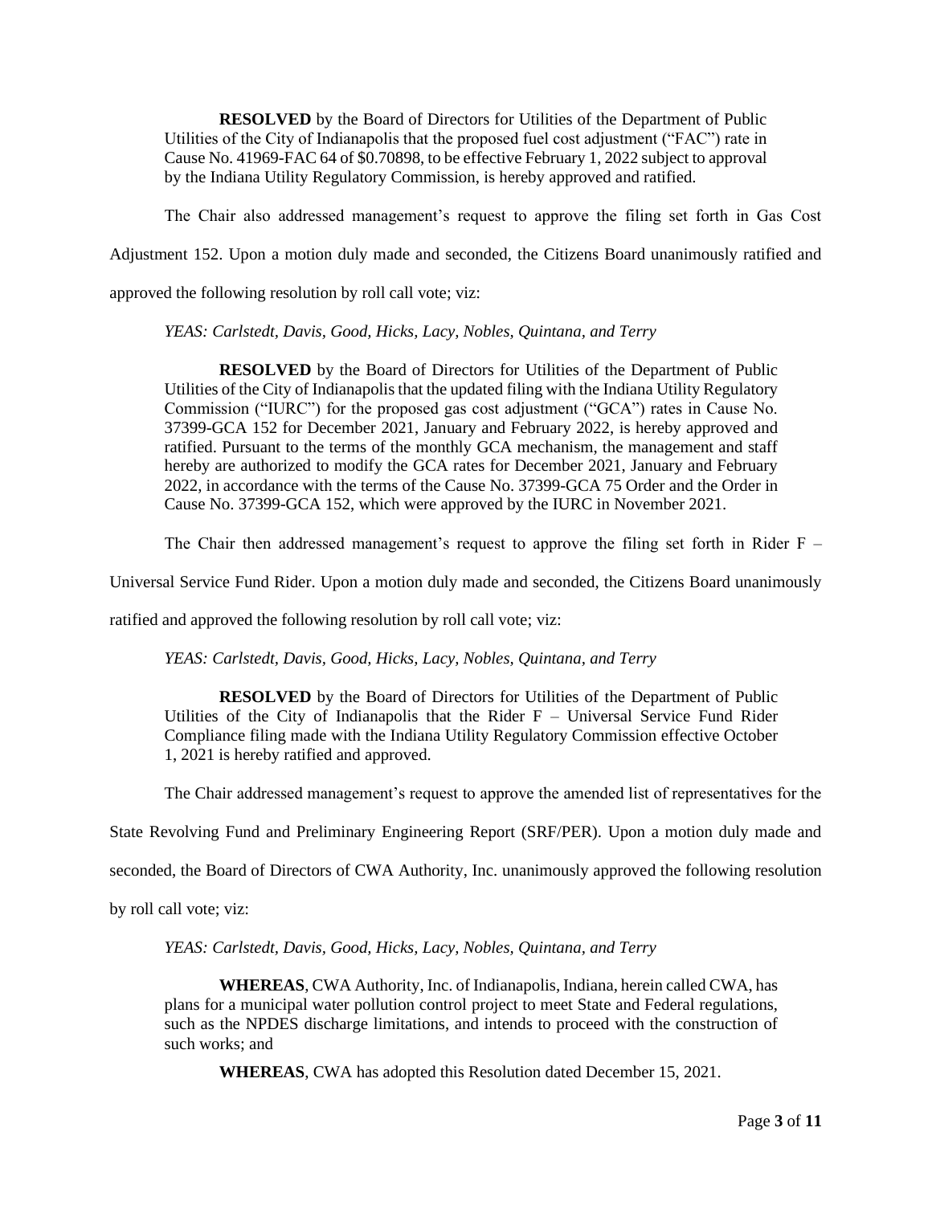**RESOLVED** by the Board of Directors for Utilities of the Department of Public Utilities of the City of Indianapolis that the proposed fuel cost adjustment ("FAC") rate in Cause No. 41969-FAC 64 of $0.70898, to be effective February 1, 2022 subject to approval by the Indiana Utility Regulatory Commission, is hereby approved and ratified.

The Chair also addressed management's request to approve the filing set forth in Gas Cost Adjustment 152. Upon a motion duly made and seconded, the Citizens Board unanimously ratified and approved the following resolution by roll call vote; viz:

*YEAS: Carlstedt, Davis, Good, Hicks, Lacy, Nobles, Quintana, and Terry*

**RESOLVED** by the Board of Directors for Utilities of the Department of Public Utilities of the City of Indianapolis that the updated filing with the Indiana Utility Regulatory Commission ("IURC") for the proposed gas cost adjustment ("GCA") rates in Cause No. 37399-GCA 152 for December 2021, January and February 2022, is hereby approved and ratified. Pursuant to the terms of the monthly GCA mechanism, the management and staff hereby are authorized to modify the GCA rates for December 2021, January and February 2022, in accordance with the terms of the Cause No. 37399-GCA 75 Order and the Order in Cause No. 37399-GCA 152, which were approved by the IURC in November 2021.

The Chair then addressed management's request to approve the filing set forth in Rider F – Universal Service Fund Rider. Upon a motion duly made and seconded, the Citizens Board unanimously ratified and approved the following resolution by roll call vote; viz:

*YEAS: Carlstedt, Davis, Good, Hicks, Lacy, Nobles, Quintana, and Terry*

**RESOLVED** by the Board of Directors for Utilities of the Department of Public Utilities of the City of Indianapolis that the Rider F – Universal Service Fund Rider Compliance filing made with the Indiana Utility Regulatory Commission effective October 1, 2021 is hereby ratified and approved.

The Chair addressed management's request to approve the amended list of representatives for the State Revolving Fund and Preliminary Engineering Report (SRF/PER). Upon a motion duly made and seconded, the Board of Directors of CWA Authority, Inc. unanimously approved the following resolution by roll call vote; viz:

*YEAS: Carlstedt, Davis, Good, Hicks, Lacy, Nobles, Quintana, and Terry*

**WHEREAS**, CWA Authority, Inc. of Indianapolis, Indiana, herein called CWA, has plans for a municipal water pollution control project to meet State and Federal regulations, such as the NPDES discharge limitations, and intends to proceed with the construction of such works; and

**WHEREAS**, CWA has adopted this Resolution dated December 15, 2021.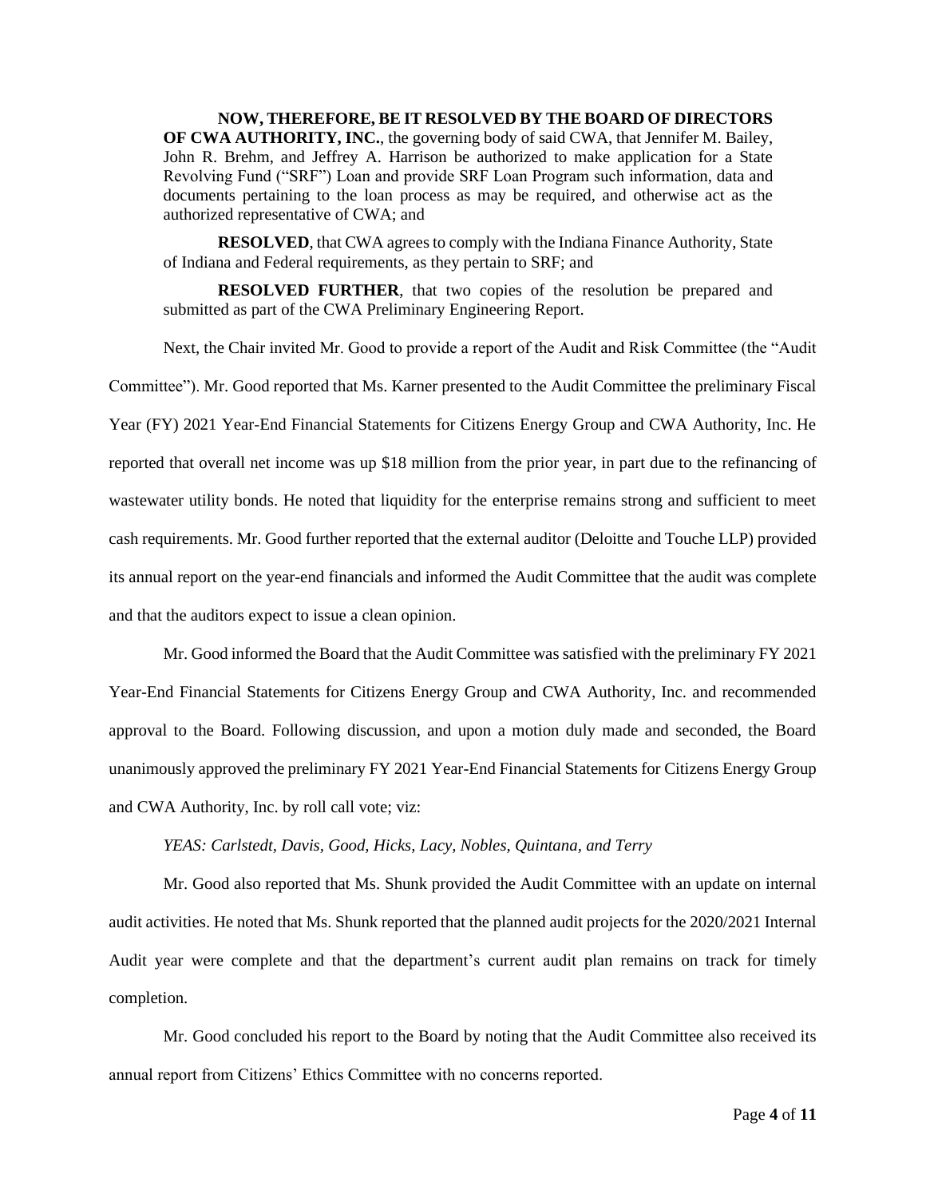**NOW, THEREFORE, BE IT RESOLVED BY THE BOARD OF DIRECTORS OF CWA AUTHORITY, INC.**, the governing body of said CWA, that Jennifer M. Bailey, John R. Brehm, and Jeffrey A. Harrison be authorized to make application for a State Revolving Fund ("SRF") Loan and provide SRF Loan Program such information, data and documents pertaining to the loan process as may be required, and otherwise act as the authorized representative of CWA; and

**RESOLVED**, that CWA agrees to comply with the Indiana Finance Authority, State of Indiana and Federal requirements, as they pertain to SRF; and

**RESOLVED FURTHER**, that two copies of the resolution be prepared and submitted as part of the CWA Preliminary Engineering Report.

Next, the Chair invited Mr. Good to provide a report of the Audit and Risk Committee (the "Audit Committee"). Mr. Good reported that Ms. Karner presented to the Audit Committee the preliminary Fiscal Year (FY) 2021 Year-End Financial Statements for Citizens Energy Group and CWA Authority, Inc. He reported that overall net income was up $18 million from the prior year, in part due to the refinancing of wastewater utility bonds. He noted that liquidity for the enterprise remains strong and sufficient to meet cash requirements. Mr. Good further reported that the external auditor (Deloitte and Touche LLP) provided its annual report on the year-end financials and informed the Audit Committee that the audit was complete and that the auditors expect to issue a clean opinion.

Mr. Good informed the Board that the Audit Committee was satisfied with the preliminary FY 2021 Year-End Financial Statements for Citizens Energy Group and CWA Authority, Inc. and recommended approval to the Board. Following discussion, and upon a motion duly made and seconded, the Board unanimously approved the preliminary FY 2021 Year-End Financial Statements for Citizens Energy Group and CWA Authority, Inc. by roll call vote; viz:

*YEAS: Carlstedt, Davis, Good, Hicks, Lacy, Nobles, Quintana, and Terry*

Mr. Good also reported that Ms. Shunk provided the Audit Committee with an update on internal audit activities. He noted that Ms. Shunk reported that the planned audit projects for the 2020/2021 Internal Audit year were complete and that the department's current audit plan remains on track for timely completion.

Mr. Good concluded his report to the Board by noting that the Audit Committee also received its annual report from Citizens' Ethics Committee with no concerns reported.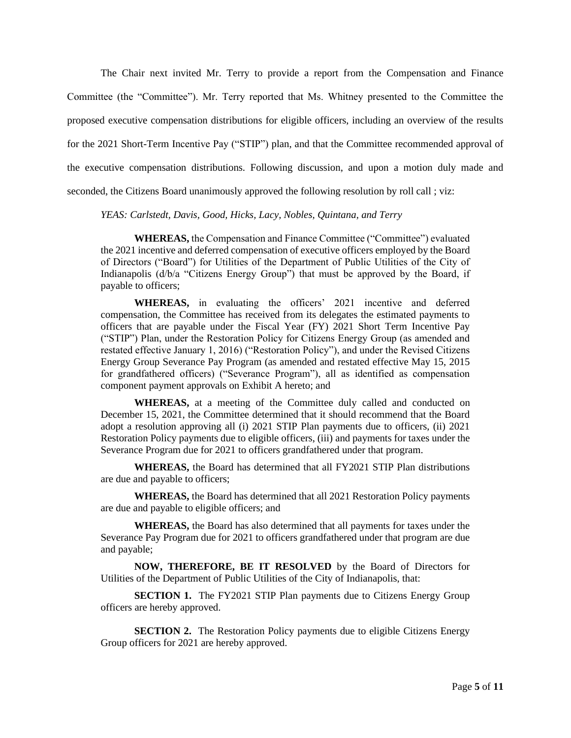The Chair next invited Mr. Terry to provide a report from the Compensation and Finance Committee (the "Committee"). Mr. Terry reported that Ms. Whitney presented to the Committee the proposed executive compensation distributions for eligible officers, including an overview of the results for the 2021 Short-Term Incentive Pay ("STIP") plan, and that the Committee recommended approval of the executive compensation distributions. Following discussion, and upon a motion duly made and seconded, the Citizens Board unanimously approved the following resolution by roll call ; viz:

*YEAS: Carlstedt, Davis, Good, Hicks, Lacy, Nobles, Quintana, and Terry*

> **WHEREAS,** the Compensation and Finance Committee ("Committee") evaluated the 2021 incentive and deferred compensation of executive officers employed by the Board of Directors ("Board") for Utilities of the Department of Public Utilities of the City of Indianapolis (d/b/a "Citizens Energy Group") that must be approved by the Board, if payable to officers;
>
> **WHEREAS,** in evaluating the officers' 2021 incentive and deferred compensation, the Committee has received from its delegates the estimated payments to officers that are payable under the Fiscal Year (FY) 2021 Short Term Incentive Pay ("STIP") Plan, under the Restoration Policy for Citizens Energy Group (as amended and restated effective January 1, 2016) ("Restoration Policy"), and under the Revised Citizens Energy Group Severance Pay Program (as amended and restated effective May 15, 2015 for grandfathered officers) ("Severance Program"), all as identified as compensation component payment approvals on Exhibit A hereto; and
>
> **WHEREAS,** at a meeting of the Committee duly called and conducted on December 15, 2021, the Committee determined that it should recommend that the Board adopt a resolution approving all (i) 2021 STIP Plan payments due to officers, (ii) 2021 Restoration Policy payments due to eligible officers, (iii) and payments for taxes under the Severance Program due for 2021 to officers grandfathered under that program.
>
> **WHEREAS,** the Board has determined that all FY2021 STIP Plan distributions are due and payable to officers;
>
> **WHEREAS,** the Board has determined that all 2021 Restoration Policy payments are due and payable to eligible officers; and
>
> **WHEREAS,** the Board has also determined that all payments for taxes under the Severance Pay Program due for 2021 to officers grandfathered under that program are due and payable;
>
> **NOW, THEREFORE, BE IT RESOLVED** by the Board of Directors for Utilities of the Department of Public Utilities of the City of Indianapolis, that:
>
> **SECTION 1.** The FY2021 STIP Plan payments due to Citizens Energy Group officers are hereby approved.
>
> **SECTION 2.** The Restoration Policy payments due to eligible Citizens Energy Group officers for 2021 are hereby approved.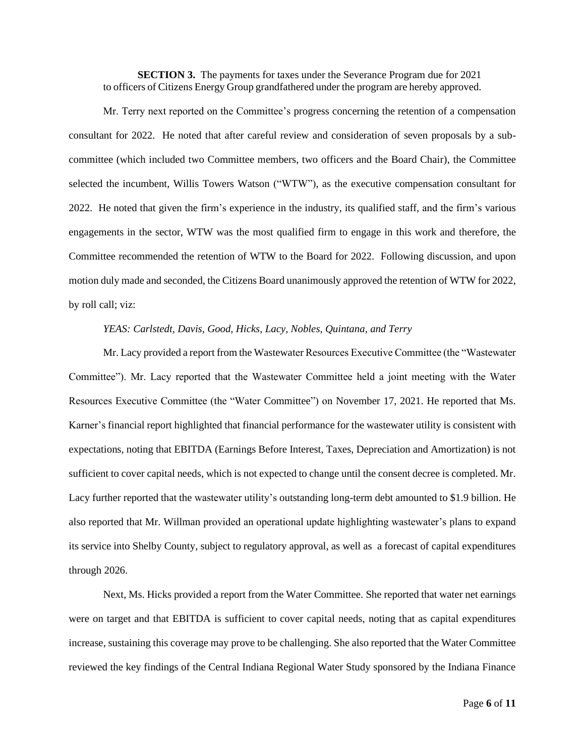**SECTION 3.** The payments for taxes under the Severance Program due for 2021 to officers of Citizens Energy Group grandfathered under the program are hereby approved.

Mr. Terry next reported on the Committee's progress concerning the retention of a compensation consultant for 2022. He noted that after careful review and consideration of seven proposals by a sub-committee (which included two Committee members, two officers and the Board Chair), the Committee selected the incumbent, Willis Towers Watson ("WTW"), as the executive compensation consultant for 2022. He noted that given the firm's experience in the industry, its qualified staff, and the firm's various engagements in the sector, WTW was the most qualified firm to engage in this work and therefore, the Committee recommended the retention of WTW to the Board for 2022. Following discussion, and upon motion duly made and seconded, the Citizens Board unanimously approved the retention of WTW for 2022, by roll call; viz:

*YEAS: Carlstedt, Davis, Good, Hicks, Lacy, Nobles, Quintana, and Terry*

Mr. Lacy provided a report from the Wastewater Resources Executive Committee (the "Wastewater Committee"). Mr. Lacy reported that the Wastewater Committee held a joint meeting with the Water Resources Executive Committee (the "Water Committee") on November 17, 2021. He reported that Ms. Karner's financial report highlighted that financial performance for the wastewater utility is consistent with expectations, noting that EBITDA (Earnings Before Interest, Taxes, Depreciation and Amortization) is not sufficient to cover capital needs, which is not expected to change until the consent decree is completed. Mr. Lacy further reported that the wastewater utility's outstanding long-term debt amounted to $1.9 billion. He also reported that Mr. Willman provided an operational update highlighting wastewater's plans to expand its service into Shelby County, subject to regulatory approval, as well as a forecast of capital expenditures through 2026.

Next, Ms. Hicks provided a report from the Water Committee. She reported that water net earnings were on target and that EBITDA is sufficient to cover capital needs, noting that as capital expenditures increase, sustaining this coverage may prove to be challenging. She also reported that the Water Committee reviewed the key findings of the Central Indiana Regional Water Study sponsored by the Indiana Finance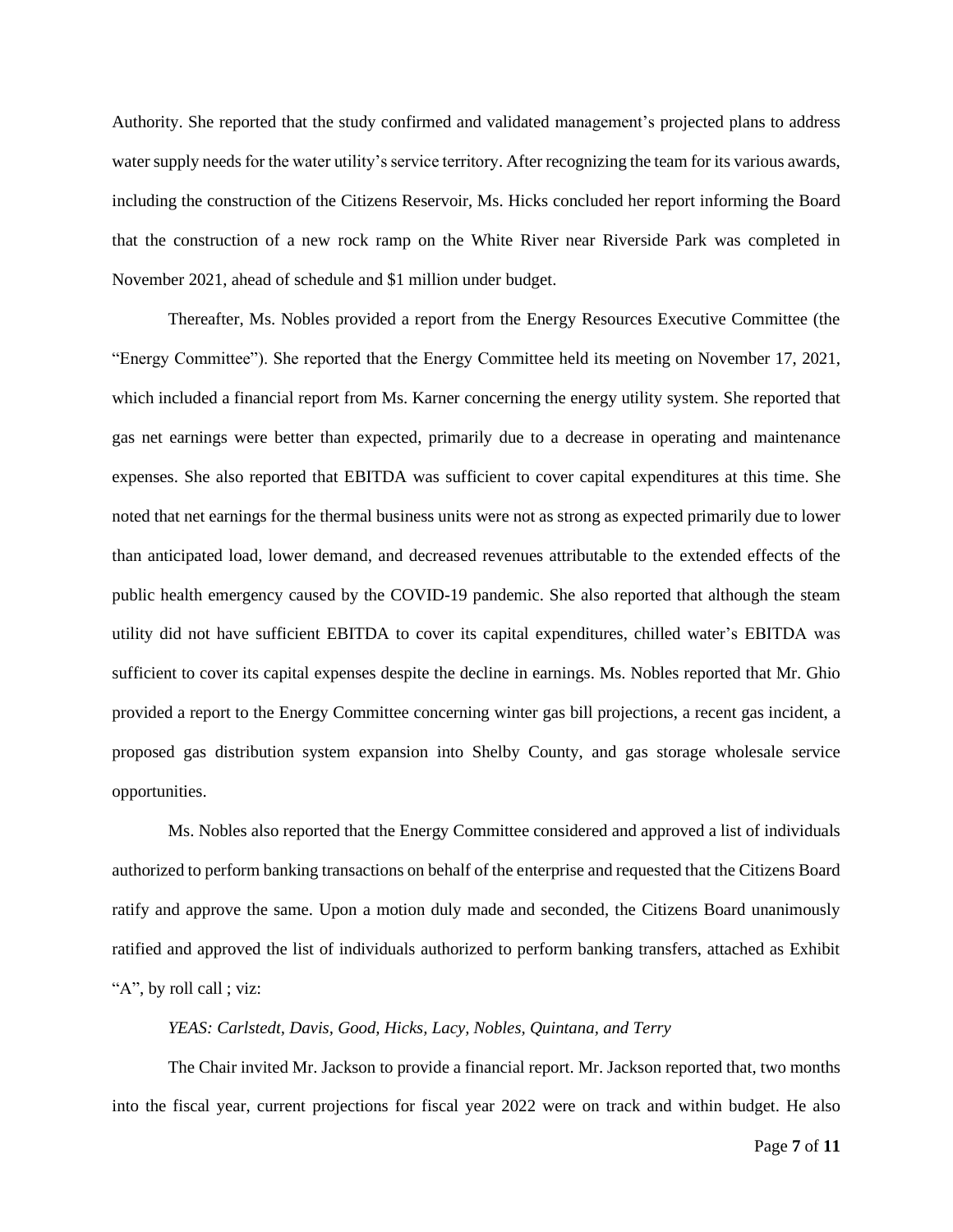Authority. She reported that the study confirmed and validated management's projected plans to address water supply needs for the water utility's service territory. After recognizing the team for its various awards, including the construction of the Citizens Reservoir, Ms. Hicks concluded her report informing the Board that the construction of a new rock ramp on the White River near Riverside Park was completed in November 2021, ahead of schedule and $1 million under budget.

Thereafter, Ms. Nobles provided a report from the Energy Resources Executive Committee (the "Energy Committee"). She reported that the Energy Committee held its meeting on November 17, 2021, which included a financial report from Ms. Karner concerning the energy utility system. She reported that gas net earnings were better than expected, primarily due to a decrease in operating and maintenance expenses. She also reported that EBITDA was sufficient to cover capital expenditures at this time. She noted that net earnings for the thermal business units were not as strong as expected primarily due to lower than anticipated load, lower demand, and decreased revenues attributable to the extended effects of the public health emergency caused by the COVID-19 pandemic. She also reported that although the steam utility did not have sufficient EBITDA to cover its capital expenditures, chilled water's EBITDA was sufficient to cover its capital expenses despite the decline in earnings. Ms. Nobles reported that Mr. Ghio provided a report to the Energy Committee concerning winter gas bill projections, a recent gas incident, a proposed gas distribution system expansion into Shelby County, and gas storage wholesale service opportunities.

Ms. Nobles also reported that the Energy Committee considered and approved a list of individuals authorized to perform banking transactions on behalf of the enterprise and requested that the Citizens Board ratify and approve the same. Upon a motion duly made and seconded, the Citizens Board unanimously ratified and approved the list of individuals authorized to perform banking transfers, attached as Exhibit "A", by roll call ; viz:

*YEAS: Carlstedt, Davis, Good, Hicks, Lacy, Nobles, Quintana, and Terry*

The Chair invited Mr. Jackson to provide a financial report. Mr. Jackson reported that, two months into the fiscal year, current projections for fiscal year 2022 were on track and within budget. He also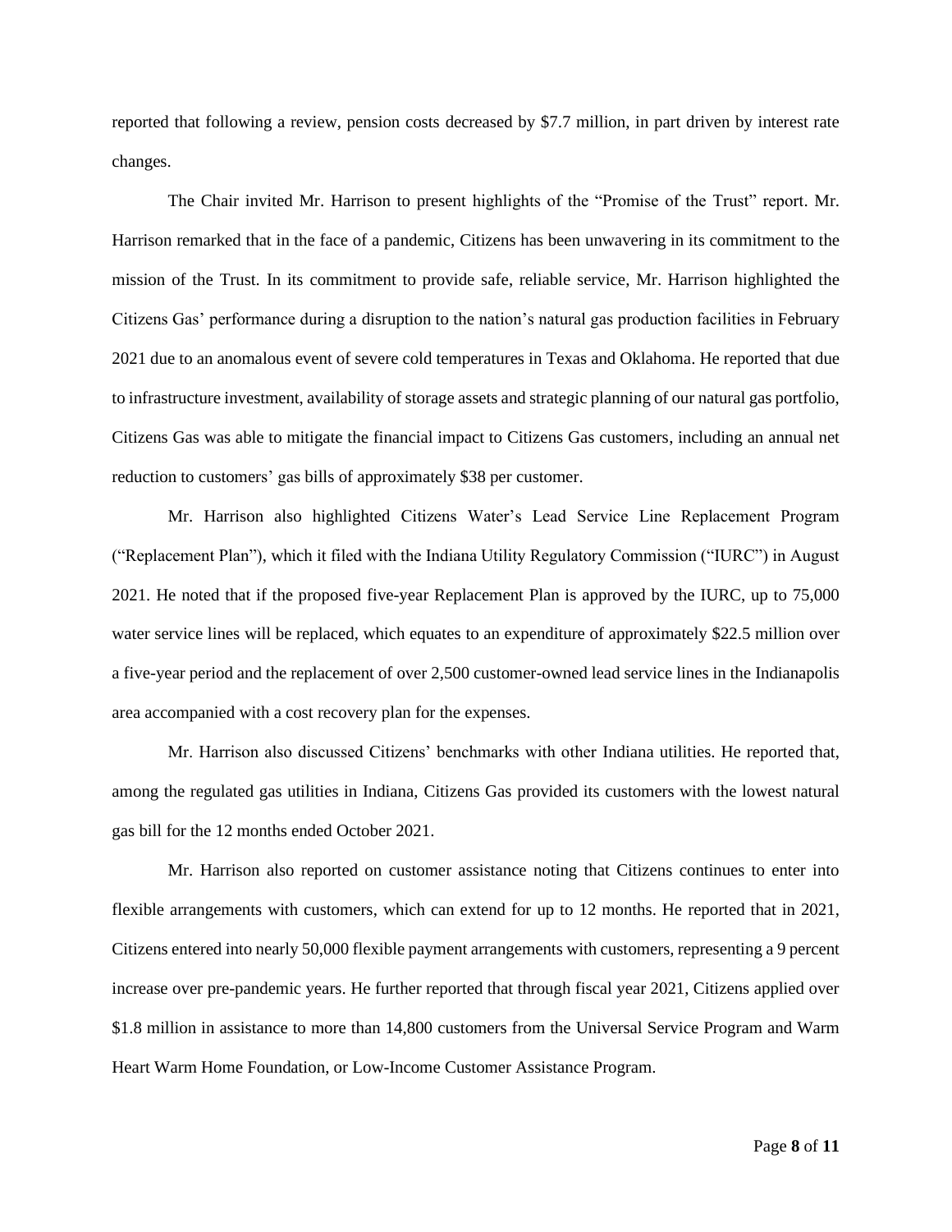reported that following a review, pension costs decreased by $7.7 million, in part driven by interest rate changes.

The Chair invited Mr. Harrison to present highlights of the "Promise of the Trust" report. Mr. Harrison remarked that in the face of a pandemic, Citizens has been unwavering in its commitment to the mission of the Trust. In its commitment to provide safe, reliable service, Mr. Harrison highlighted the Citizens Gas' performance during a disruption to the nation's natural gas production facilities in February 2021 due to an anomalous event of severe cold temperatures in Texas and Oklahoma. He reported that due to infrastructure investment, availability of storage assets and strategic planning of our natural gas portfolio, Citizens Gas was able to mitigate the financial impact to Citizens Gas customers, including an annual net reduction to customers' gas bills of approximately $38 per customer.

Mr. Harrison also highlighted Citizens Water's Lead Service Line Replacement Program ("Replacement Plan"), which it filed with the Indiana Utility Regulatory Commission ("IURC") in August 2021. He noted that if the proposed five-year Replacement Plan is approved by the IURC, up to 75,000 water service lines will be replaced, which equates to an expenditure of approximately $22.5 million over a five-year period and the replacement of over 2,500 customer-owned lead service lines in the Indianapolis area accompanied with a cost recovery plan for the expenses.

Mr. Harrison also discussed Citizens' benchmarks with other Indiana utilities. He reported that, among the regulated gas utilities in Indiana, Citizens Gas provided its customers with the lowest natural gas bill for the 12 months ended October 2021.

Mr. Harrison also reported on customer assistance noting that Citizens continues to enter into flexible arrangements with customers, which can extend for up to 12 months. He reported that in 2021, Citizens entered into nearly 50,000 flexible payment arrangements with customers, representing a 9 percent increase over pre-pandemic years. He further reported that through fiscal year 2021, Citizens applied over $1.8 million in assistance to more than 14,800 customers from the Universal Service Program and Warm Heart Warm Home Foundation, or Low-Income Customer Assistance Program.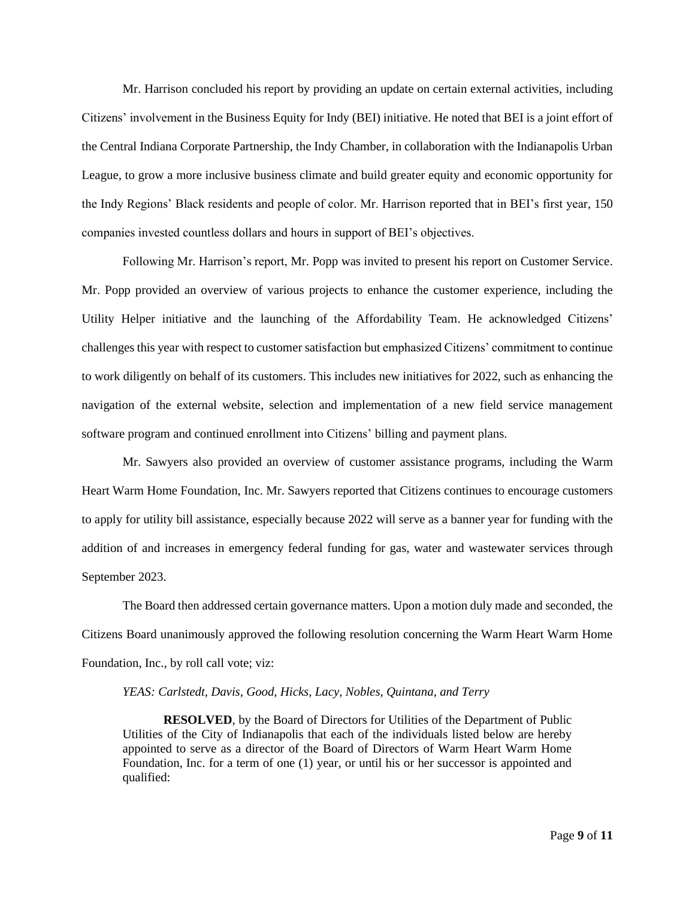Mr. Harrison concluded his report by providing an update on certain external activities, including Citizens' involvement in the Business Equity for Indy (BEI) initiative. He noted that BEI is a joint effort of the Central Indiana Corporate Partnership, the Indy Chamber, in collaboration with the Indianapolis Urban League, to grow a more inclusive business climate and build greater equity and economic opportunity for the Indy Regions' Black residents and people of color. Mr. Harrison reported that in BEI's first year, 150 companies invested countless dollars and hours in support of BEI's objectives.

Following Mr. Harrison's report, Mr. Popp was invited to present his report on Customer Service. Mr. Popp provided an overview of various projects to enhance the customer experience, including the Utility Helper initiative and the launching of the Affordability Team. He acknowledged Citizens' challenges this year with respect to customer satisfaction but emphasized Citizens' commitment to continue to work diligently on behalf of its customers. This includes new initiatives for 2022, such as enhancing the navigation of the external website, selection and implementation of a new field service management software program and continued enrollment into Citizens' billing and payment plans.

Mr. Sawyers also provided an overview of customer assistance programs, including the Warm Heart Warm Home Foundation, Inc. Mr. Sawyers reported that Citizens continues to encourage customers to apply for utility bill assistance, especially because 2022 will serve as a banner year for funding with the addition of and increases in emergency federal funding for gas, water and wastewater services through September 2023.

The Board then addressed certain governance matters. Upon a motion duly made and seconded, the Citizens Board unanimously approved the following resolution concerning the Warm Heart Warm Home Foundation, Inc., by roll call vote; viz:

*YEAS: Carlstedt, Davis, Good, Hicks, Lacy, Nobles, Quintana, and Terry*

> **RESOLVED**, by the Board of Directors for Utilities of the Department of Public Utilities of the City of Indianapolis that each of the individuals listed below are hereby appointed to serve as a director of the Board of Directors of Warm Heart Warm Home Foundation, Inc. for a term of one (1) year, or until his or her successor is appointed and qualified: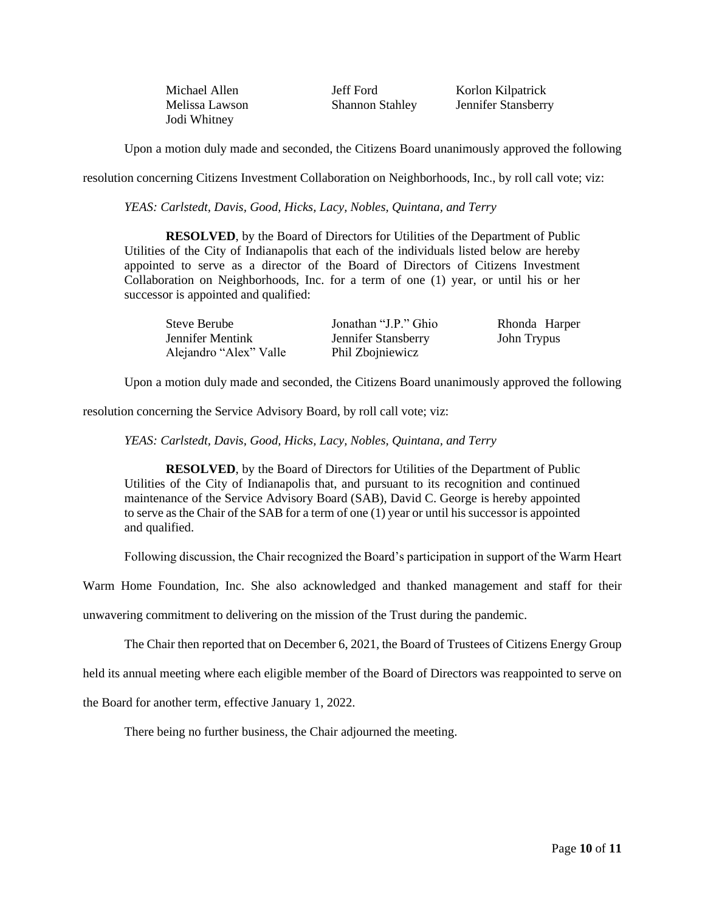| | | |
|---|---|---|
| Michael Allen | Jeff Ford | Korlon Kilpatrick |
| Melissa Lawson | Shannon Stahley | Jennifer Stansberry |
| Jodi Whitney | | |

Upon a motion duly made and seconded, the Citizens Board unanimously approved the following resolution concerning Citizens Investment Collaboration on Neighborhoods, Inc., by roll call vote; viz:

*YEAS: Carlstedt, Davis, Good, Hicks, Lacy, Nobles, Quintana, and Terry*

> **RESOLVED**, by the Board of Directors for Utilities of the Department of Public Utilities of the City of Indianapolis that each of the individuals listed below are hereby appointed to serve as a director of the Board of Directors of Citizens Investment Collaboration on Neighborhoods, Inc. for a term of one (1) year, or until his or her successor is appointed and qualified:

| | | |
|---|---|---|
| Steve Berube | Jonathan "J.P." Ghio | Rhonda Harper |
| Jennifer Mentink | Jennifer Stansberry | John Trypus |
| Alejandro "Alex" Valle | Phil Zbojniewicz | |

Upon a motion duly made and seconded, the Citizens Board unanimously approved the following resolution concerning the Service Advisory Board, by roll call vote; viz:

*YEAS: Carlstedt, Davis, Good, Hicks, Lacy, Nobles, Quintana, and Terry*

> **RESOLVED**, by the Board of Directors for Utilities of the Department of Public Utilities of the City of Indianapolis that, and pursuant to its recognition and continued maintenance of the Service Advisory Board (SAB), David C. George is hereby appointed to serve as the Chair of the SAB for a term of one (1) year or until his successor is appointed and qualified.

Following discussion, the Chair recognized the Board's participation in support of the Warm Heart Warm Home Foundation, Inc. She also acknowledged and thanked management and staff for their unwavering commitment to delivering on the mission of the Trust during the pandemic.

The Chair then reported that on December 6, 2021, the Board of Trustees of Citizens Energy Group held its annual meeting where each eligible member of the Board of Directors was reappointed to serve on the Board for another term, effective January 1, 2022.

There being no further business, the Chair adjourned the meeting.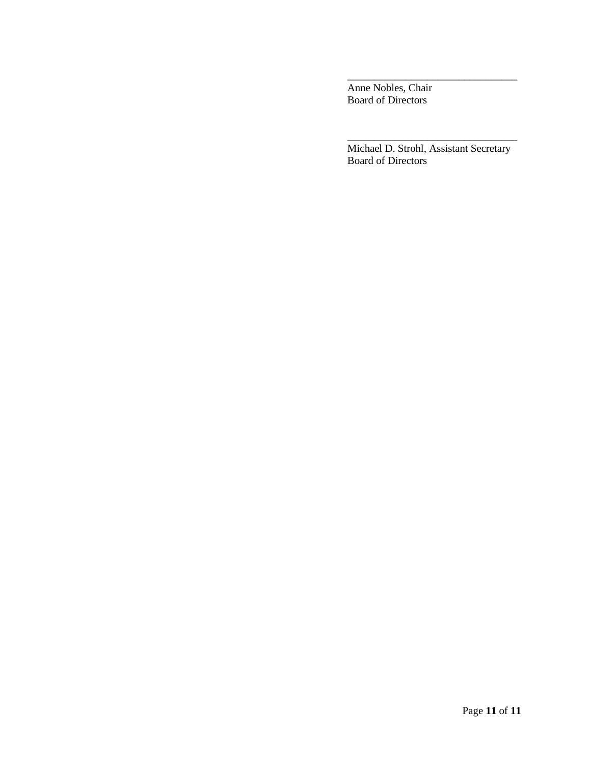________________________________
Anne Nobles, Chair
Board of Directors

________________________________
Michael D. Strohl, Assistant Secretary
Board of Directors